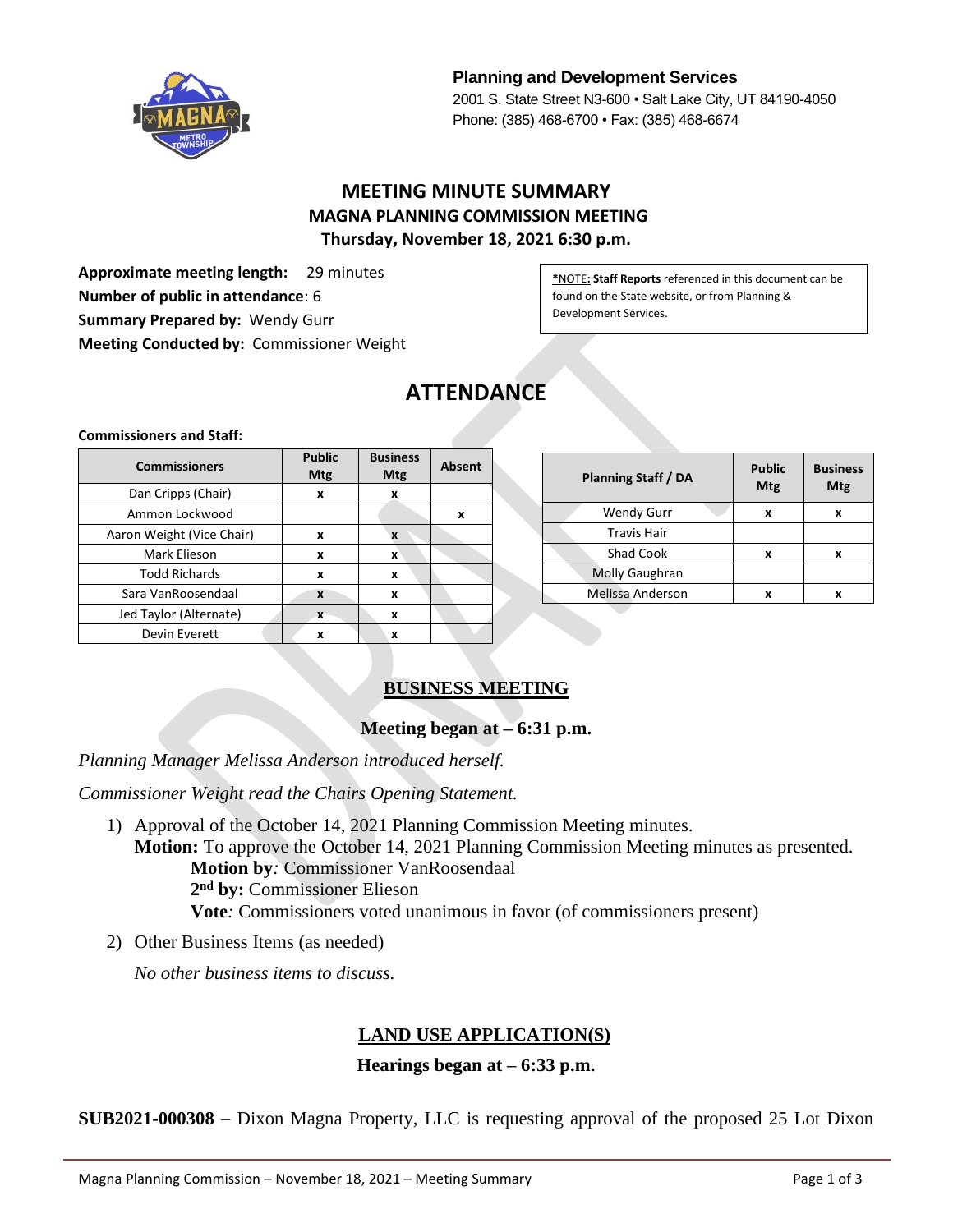**Planning and Development Services**
2001 S. State Street N3-600 • Salt Lake City, UT 84190-4050
Phone: (385) 468-6700 • Fax: (385) 468-6674

# MEETING MINUTE SUMMARY
## MAGNA PLANNING COMMISSION MEETING
### Thursday, November 18, 2021 6:30 p.m.

**Approximate meeting length:** 29 minutes
**Number of public in attendance**: 6
**Summary Prepared by:** Wendy Gurr
**Meeting Conducted by:** Commissioner Weight

*NOTE: **Staff Reports** referenced in this document can be found on the State website, or from Planning & Development Services.

# ATTENDANCE

**Commissioners and Staff:**

| Commissioners | Public Mtg | Business Mtg | Absent |
|---|---|---|---|
| Dan Cripps (Chair) | x | x | |
| Ammon Lockwood | | | x |
| Aaron Weight (Vice Chair) | x | x | |
| Mark Elieson | x | x | |
| Todd Richards | x | x | |
| Sara VanRoosendaal | x | x | |
| Jed Taylor (Alternate) | x | x | |
| Devin Everett | x | x | |

| Planning Staff / DA | Public Mtg | Business Mtg |
|---|---|---|
| Wendy Gurr | x | x |
| Travis Hair | | |
| Shad Cook | x | x |
| Molly Gaughran | | |
| Melissa Anderson | x | x |

## BUSINESS MEETING

**Meeting began at – 6:31 p.m.**

*Planning Manager Melissa Anderson introduced herself.*

*Commissioner Weight read the Chairs Opening Statement.*

1) Approval of the October 14, 2021 Planning Commission Meeting minutes.
   **Motion:** To approve the October 14, 2021 Planning Commission Meeting minutes as presented.
   **Motion by***:* Commissioner VanRoosendaal
   **2nd by:** Commissioner Elieson
   **Vote***:* Commissioners voted unanimous in favor (of commissioners present)

2) Other Business Items (as needed)
   *No other business items to discuss.*

## LAND USE APPLICATION(S)

**Hearings began at – 6:33 p.m.**

**SUB2021-000308** – Dixon Magna Property, LLC is requesting approval of the proposed 25 Lot Dixon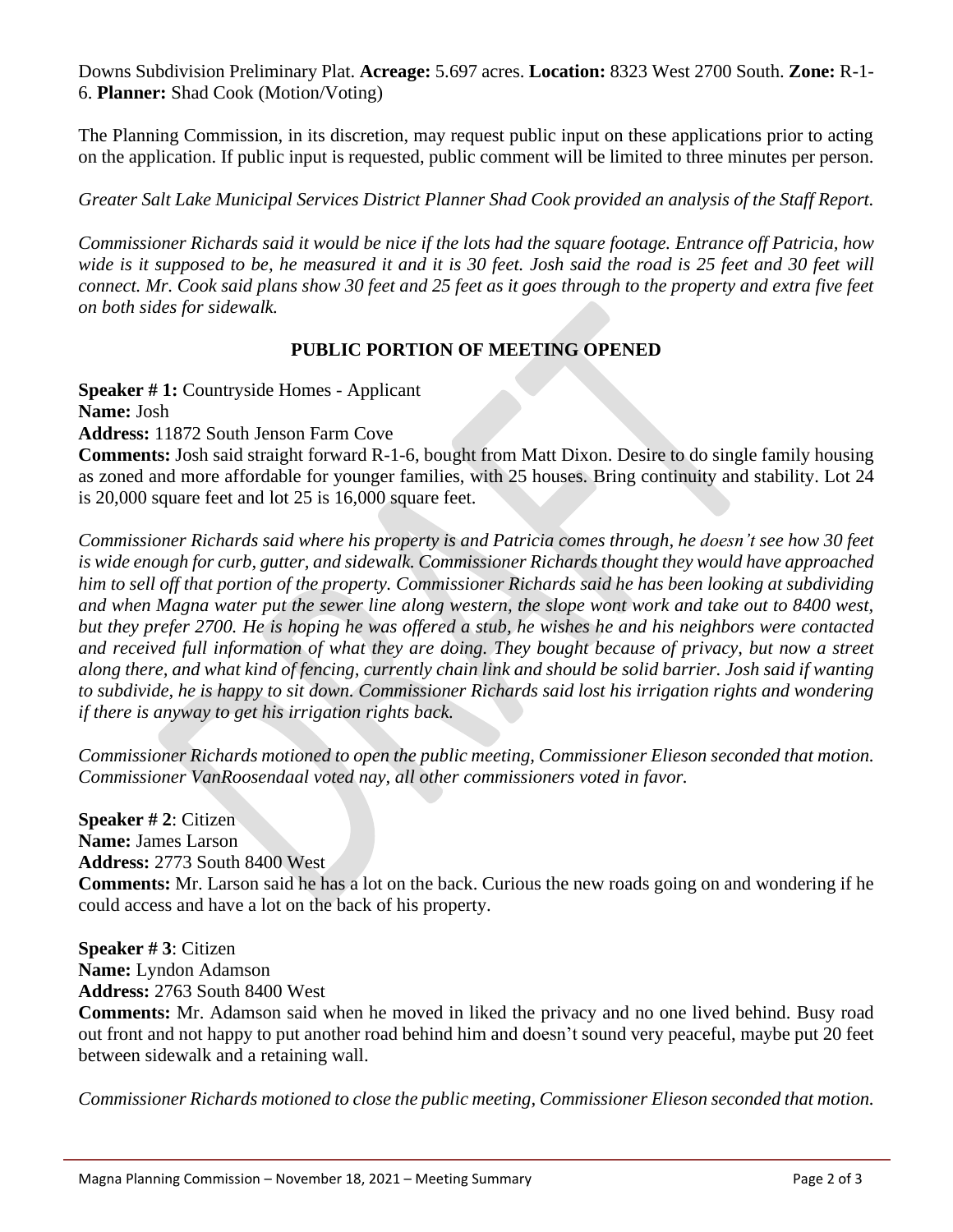Downs Subdivision Preliminary Plat. **Acreage:** 5.697 acres. **Location:** 8323 West 2700 South. **Zone:** R-1-6. **Planner:** Shad Cook (Motion/Voting)

The Planning Commission, in its discretion, may request public input on these applications prior to acting on the application. If public input is requested, public comment will be limited to three minutes per person.

*Greater Salt Lake Municipal Services District Planner Shad Cook provided an analysis of the Staff Report.*

*Commissioner Richards said it would be nice if the lots had the square footage. Entrance off Patricia, how wide is it supposed to be, he measured it and it is 30 feet. Josh said the road is 25 feet and 30 feet will connect. Mr. Cook said plans show 30 feet and 25 feet as it goes through to the property and extra five feet on both sides for sidewalk.*

**PUBLIC PORTION OF MEETING OPENED**

**Speaker # 1:** Countryside Homes - Applicant
**Name:** Josh
**Address:** 11872 South Jenson Farm Cove
**Comments:** Josh said straight forward R-1-6, bought from Matt Dixon. Desire to do single family housing as zoned and more affordable for younger families, with 25 houses. Bring continuity and stability. Lot 24 is 20,000 square feet and lot 25 is 16,000 square feet.

*Commissioner Richards said where his property is and Patricia comes through, he doesn't see how 30 feet is wide enough for curb, gutter, and sidewalk. Commissioner Richards thought they would have approached him to sell off that portion of the property. Commissioner Richards said he has been looking at subdividing and when Magna water put the sewer line along western, the slope wont work and take out to 8400 west, but they prefer 2700. He is hoping he was offered a stub, he wishes he and his neighbors were contacted and received full information of what they are doing. They bought because of privacy, but now a street along there, and what kind of fencing, currently chain link and should be solid barrier. Josh said if wanting to subdivide, he is happy to sit down. Commissioner Richards said lost his irrigation rights and wondering if there is anyway to get his irrigation rights back.*

*Commissioner Richards motioned to open the public meeting, Commissioner Elieson seconded that motion. Commissioner VanRoosendaal voted nay, all other commissioners voted in favor.*

**Speaker # 2**: Citizen
**Name:** James Larson
**Address:** 2773 South 8400 West
**Comments:** Mr. Larson said he has a lot on the back. Curious the new roads going on and wondering if he could access and have a lot on the back of his property.

**Speaker # 3**: Citizen
**Name:** Lyndon Adamson
**Address:** 2763 South 8400 West
**Comments:** Mr. Adamson said when he moved in liked the privacy and no one lived behind. Busy road out front and not happy to put another road behind him and doesn't sound very peaceful, maybe put 20 feet between sidewalk and a retaining wall.

*Commissioner Richards motioned to close the public meeting, Commissioner Elieson seconded that motion.*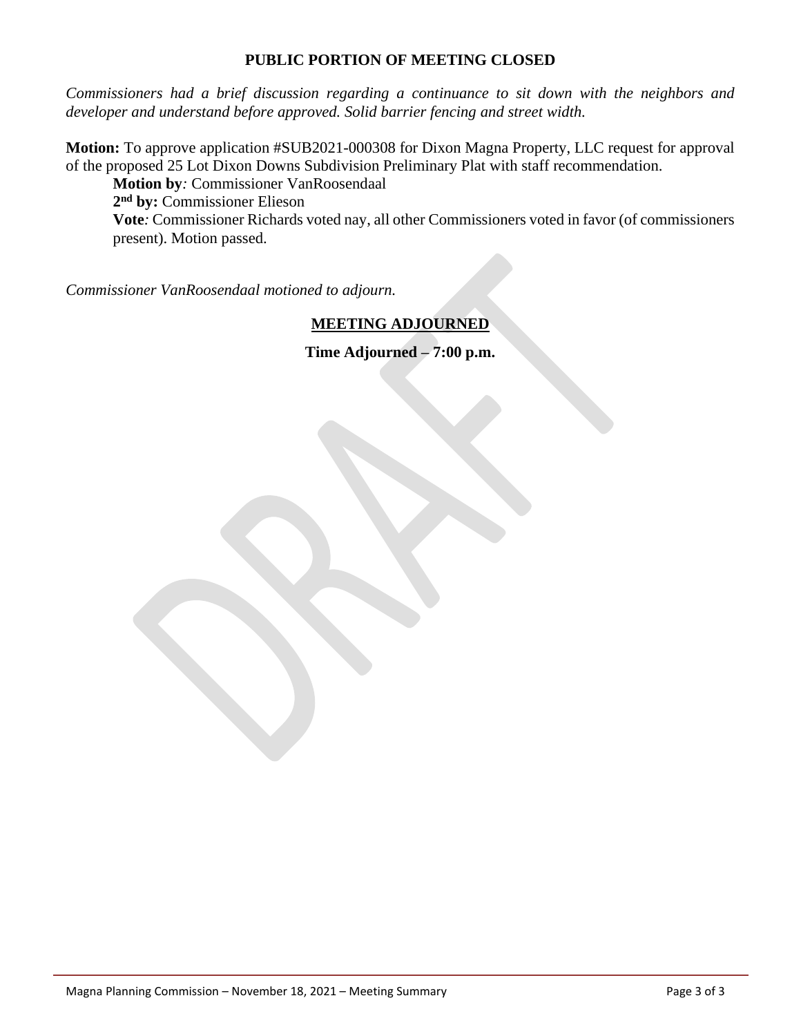**PUBLIC PORTION OF MEETING CLOSED**

*Commissioners had a brief discussion regarding a continuance to sit down with the neighbors and developer and understand before approved. Solid barrier fencing and street width.*

**Motion:** To approve application #SUB2021-000308 for Dixon Magna Property, LLC request for approval of the proposed 25 Lot Dixon Downs Subdivision Preliminary Plat with staff recommendation.

**Motion by***:* Commissioner VanRoosendaal

**2nd by:** Commissioner Elieson

**Vote***:* Commissioner Richards voted nay, all other Commissioners voted in favor (of commissioners present). Motion passed.

*Commissioner VanRoosendaal motioned to adjourn.*

**MEETING ADJOURNED**

**Time Adjourned – 7:00 p.m.**